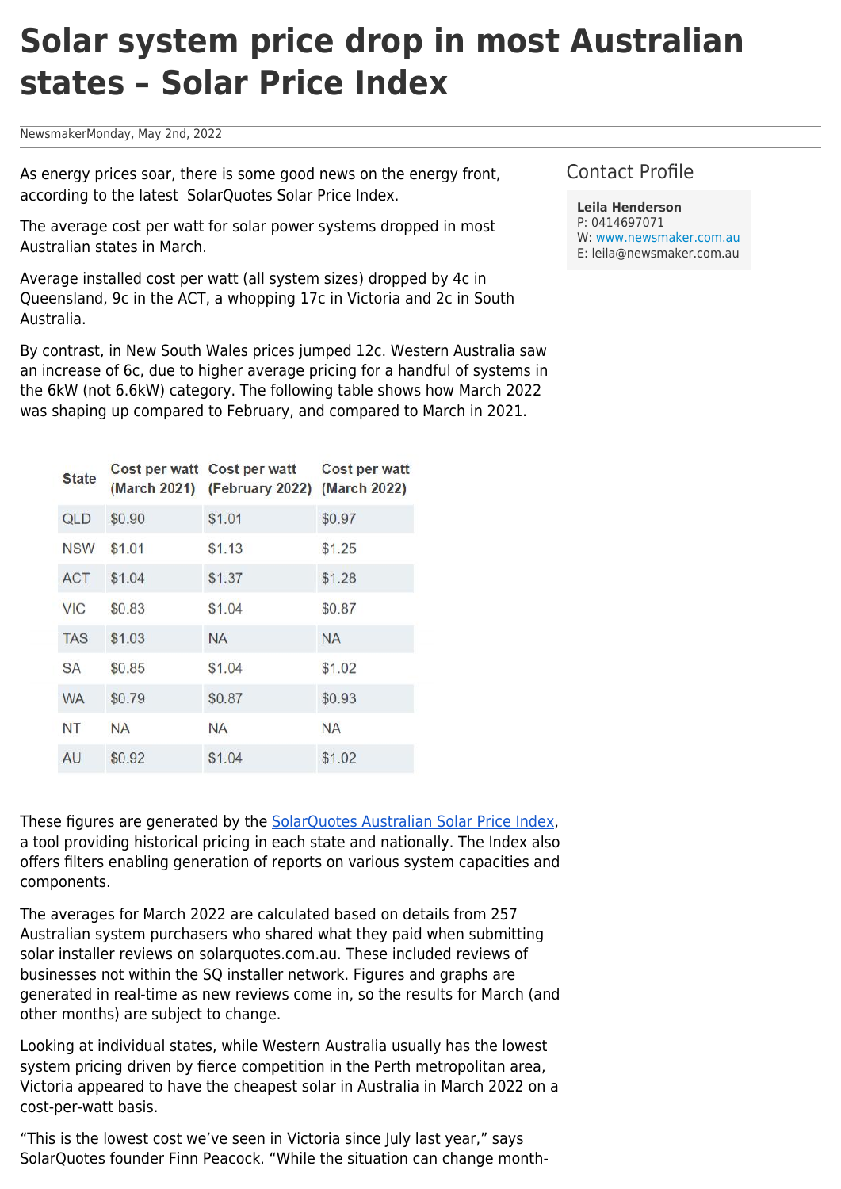# Solar system price drop in most Australian states – Solar Price Index

NewsmakerMonday, May 2nd, 2022

As energy prices soar, there is some good news on the energy front, according to the latest SolarQuotes Solar Price Index.

The average cost per watt for solar power systems dropped in most Australian states in March.

Average installed cost per watt (all system sizes) dropped by 4c in Queensland, 9c in the ACT, a whopping 17c in Victoria and 2c in South Australia.

By contrast, in New South Wales prices jumped 12c. Western Australia saw an increase of 6c, due to higher average pricing for a handful of systems in the 6kW (not 6.6kW) category. The following table shows how March 2022 was shaping up compared to February, and compared to March in 2021.

| State | Cost per watt (March 2021) | Cost per watt (February 2022) | Cost per watt (March 2022) |
|---|---|---|---|
| QLD | $0.90 | $1.01 | $0.97 |
| NSW | $1.01 | $1.13 | $1.25 |
| ACT | $1.04 | $1.37 | $1.28 |
| VIC | $0.83 | $1.04 | $0.87 |
| TAS | $1.03 | NA | NA |
| SA | $0.85 | $1.04 | $1.02 |
| WA | $0.79 | $0.87 | $0.93 |
| NT | NA | NA | NA |
| AU | $0.92 | $1.04 | $1.02 |

These figures are generated by the SolarQuotes Australian Solar Price Index, a tool providing historical pricing in each state and nationally. The Index also offers filters enabling generation of reports on various system capacities and components.

The averages for March 2022 are calculated based on details from 257 Australian system purchasers who shared what they paid when submitting solar installer reviews on solarquotes.com.au. These included reviews of businesses not within the SQ installer network. Figures and graphs are generated in real-time as new reviews come in, so the results for March (and other months) are subject to change.

Looking at individual states, while Western Australia usually has the lowest system pricing driven by fierce competition in the Perth metropolitan area, Victoria appeared to have the cheapest solar in Australia in March 2022 on a cost-per-watt basis.

"This is the lowest cost we've seen in Victoria since July last year," says SolarQuotes founder Finn Peacock. "While the situation can change month-

## Contact Profile

**Leila Henderson**
P: 0414697071
W: www.newsmaker.com.au
E: leila@newsmaker.com.au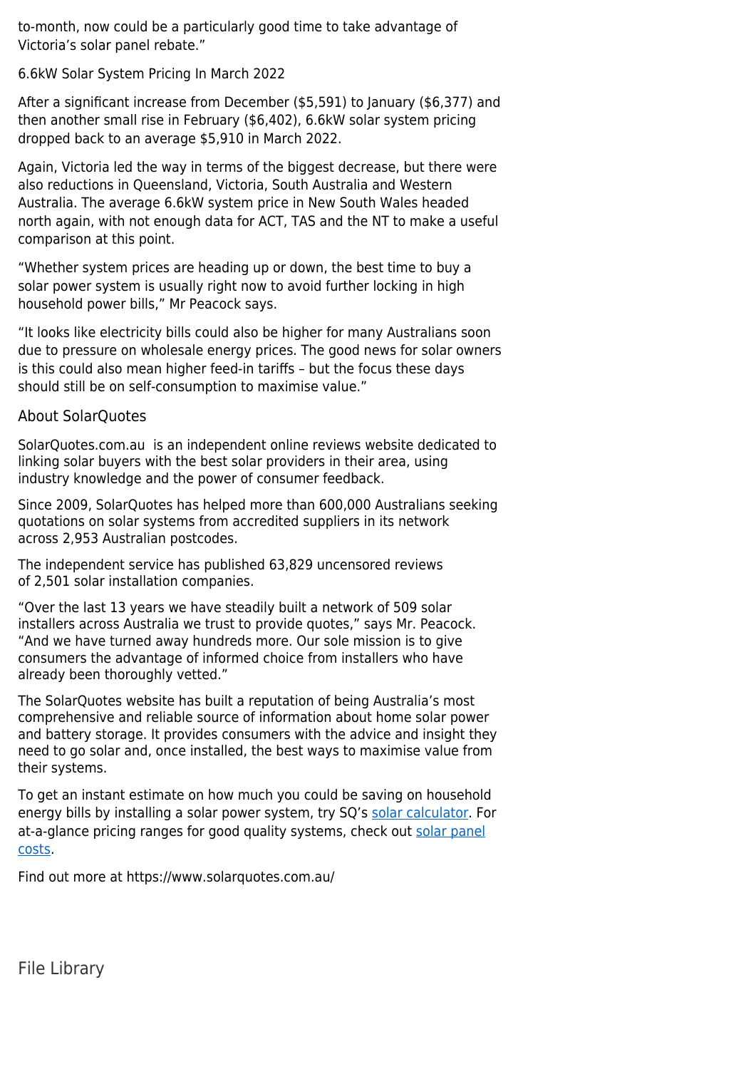to-month, now could be a particularly good time to take advantage of Victoria's solar panel rebate."

6.6kW Solar System Pricing In March 2022

After a significant increase from December ($5,591) to January ($6,377) and then another small rise in February ($6,402), 6.6kW solar system pricing dropped back to an average $5,910 in March 2022.

Again, Victoria led the way in terms of the biggest decrease, but there were also reductions in Queensland, Victoria, South Australia and Western Australia. The average 6.6kW system price in New South Wales headed north again, with not enough data for ACT, TAS and the NT to make a useful comparison at this point.

"Whether system prices are heading up or down, the best time to buy a solar power system is usually right now to avoid further locking in high household power bills," Mr Peacock says.

"It looks like electricity bills could also be higher for many Australians soon due to pressure on wholesale energy prices. The good news for solar owners is this could also mean higher feed-in tariffs – but the focus these days should still be on self-consumption to maximise value."

## About SolarQuotes

SolarQuotes.com.au is an independent online reviews website dedicated to linking solar buyers with the best solar providers in their area, using industry knowledge and the power of consumer feedback.

Since 2009, SolarQuotes has helped more than 600,000 Australians seeking quotations on solar systems from accredited suppliers in its network across 2,953 Australian postcodes.

The independent service has published 63,829 uncensored reviews of 2,501 solar installation companies.

"Over the last 13 years we have steadily built a network of 509 solar installers across Australia we trust to provide quotes," says Mr. Peacock. "And we have turned away hundreds more. Our sole mission is to give consumers the advantage of informed choice from installers who have already been thoroughly vetted."

The SolarQuotes website has built a reputation of being Australia's most comprehensive and reliable source of information about home solar power and battery storage. It provides consumers with the advice and insight they need to go solar and, once installed, the best ways to maximise value from their systems.

To get an instant estimate on how much you could be saving on household energy bills by installing a solar power system, try SQ's solar calculator. For at-a-glance pricing ranges for good quality systems, check out solar panel costs.

Find out more at https://www.solarquotes.com.au/

## File Library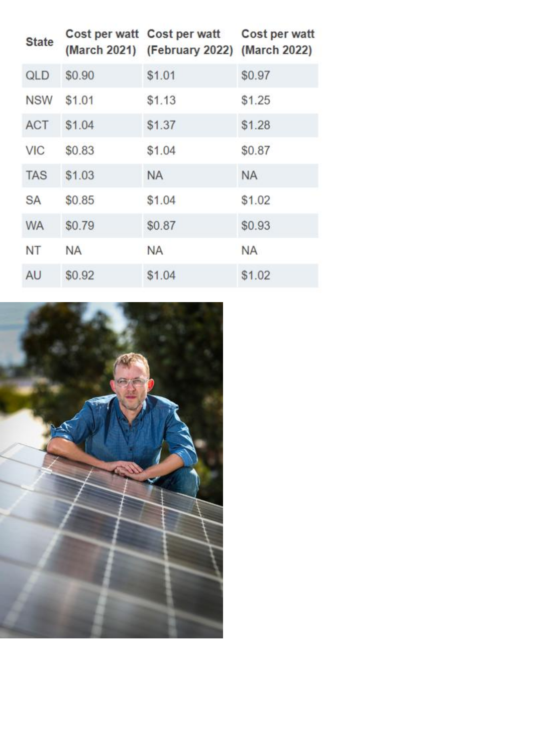| State | Cost per watt (March 2021) | Cost per watt (February 2022) | Cost per watt (March 2022) |
|---|---|---|---|
| QLD | $0.90 | $1.01 | $0.97 |
| NSW | $1.01 | $1.13 | $1.25 |
| ACT | $1.04 | $1.37 | $1.28 |
| VIC | $0.83 | $1.04 | $0.87 |
| TAS | $1.03 | NA | NA |
| SA | $0.85 | $1.04 | $1.02 |
| WA | $0.79 | $0.87 | $0.93 |
| NT | NA | NA | NA |
| AU | $0.92 | $1.04 | $1.02 |